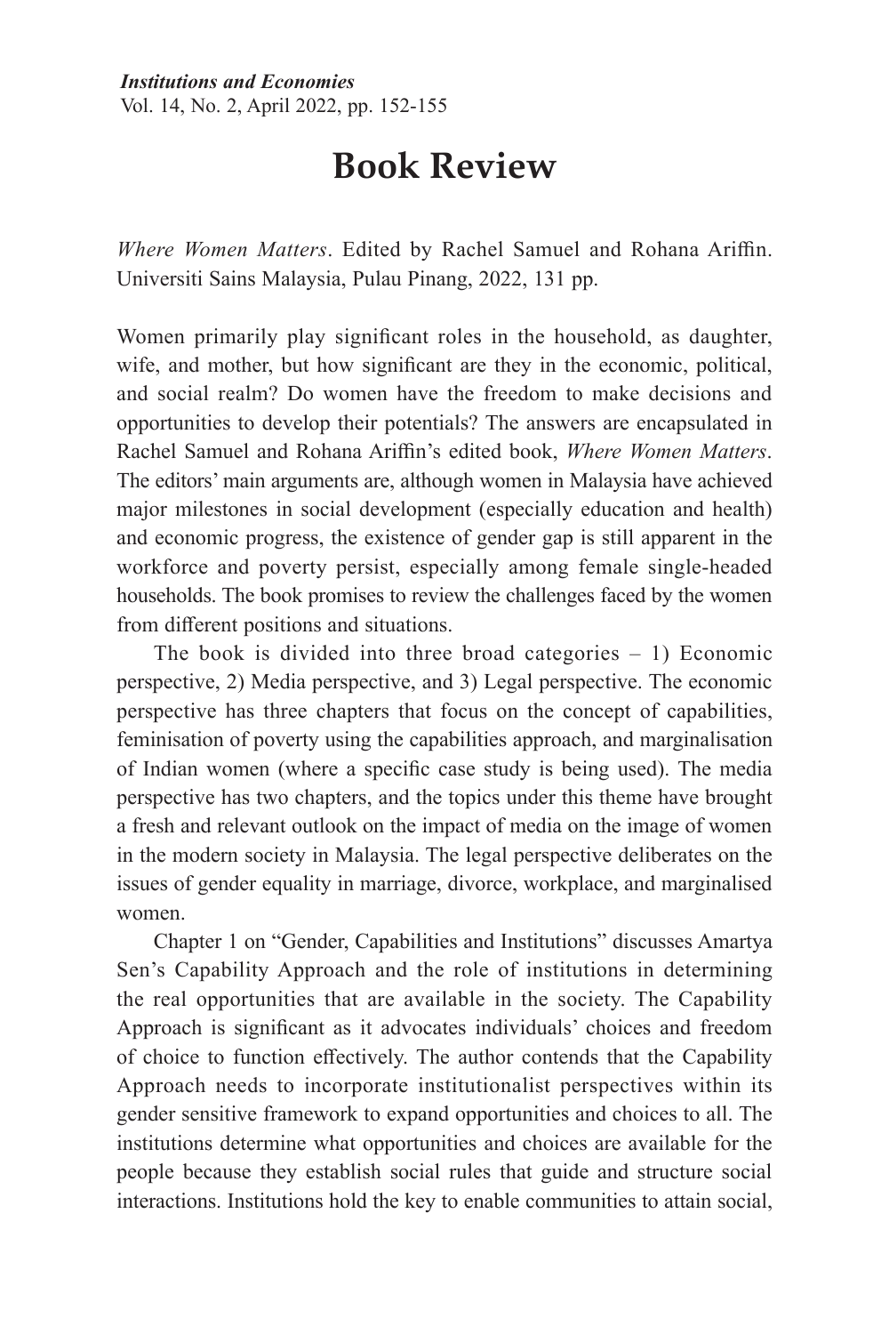# Book Review

*Where Women Matters*. Edited by Rachel Samuel and Rohana Ariffin. Universiti Sains Malaysia, Pulau Pinang, 2022, 131 pp.

Women primarily play significant roles in the household, as daughter, wife, and mother, but how significant are they in the economic, political, and social realm? Do women have the freedom to make decisions and opportunities to develop their potentials? The answers are encapsulated in Rachel Samuel and Rohana Ariffin's edited book, *Where Women Matters*. The editors' main arguments are, although women in Malaysia have achieved major milestones in social development (especially education and health) and economic progress, the existence of gender gap is still apparent in the workforce and poverty persist, especially among female single-headed households. The book promises to review the challenges faced by the women from different positions and situations.

The book is divided into three broad categories – 1) Economic perspective, 2) Media perspective, and 3) Legal perspective. The economic perspective has three chapters that focus on the concept of capabilities, feminisation of poverty using the capabilities approach, and marginalisation of Indian women (where a specific case study is being used). The media perspective has two chapters, and the topics under this theme have brought a fresh and relevant outlook on the impact of media on the image of women in the modern society in Malaysia. The legal perspective deliberates on the issues of gender equality in marriage, divorce, workplace, and marginalised women.

Chapter 1 on "Gender, Capabilities and Institutions" discusses Amartya Sen's Capability Approach and the role of institutions in determining the real opportunities that are available in the society. The Capability Approach is significant as it advocates individuals' choices and freedom of choice to function effectively. The author contends that the Capability Approach needs to incorporate institutionalist perspectives within its gender sensitive framework to expand opportunities and choices to all. The institutions determine what opportunities and choices are available for the people because they establish social rules that guide and structure social interactions. Institutions hold the key to enable communities to attain social,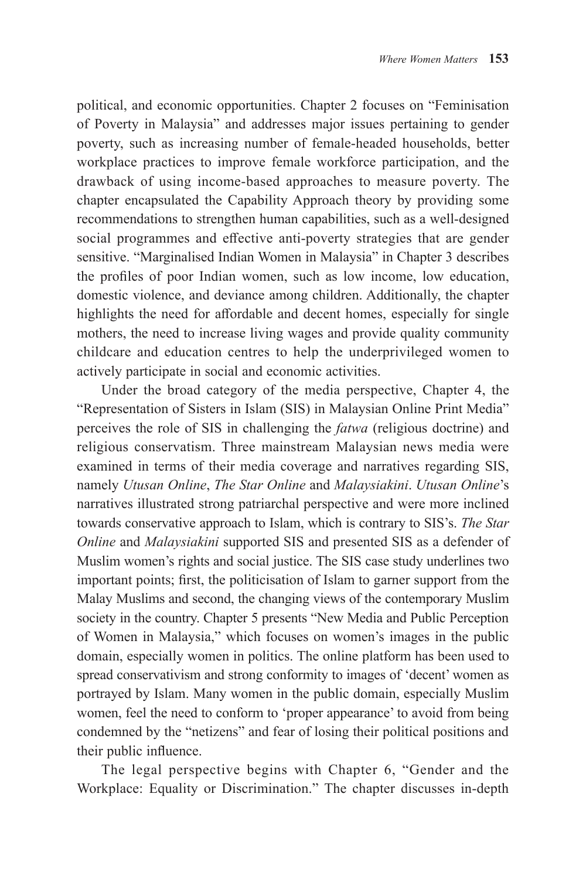political, and economic opportunities. Chapter 2 focuses on "Feminisation of Poverty in Malaysia" and addresses major issues pertaining to gender poverty, such as increasing number of female-headed households, better workplace practices to improve female workforce participation, and the drawback of using income-based approaches to measure poverty. The chapter encapsulated the Capability Approach theory by providing some recommendations to strengthen human capabilities, such as a well-designed social programmes and effective anti-poverty strategies that are gender sensitive. "Marginalised Indian Women in Malaysia" in Chapter 3 describes the profiles of poor Indian women, such as low income, low education, domestic violence, and deviance among children. Additionally, the chapter highlights the need for affordable and decent homes, especially for single mothers, the need to increase living wages and provide quality community childcare and education centres to help the underprivileged women to actively participate in social and economic activities.

Under the broad category of the media perspective, Chapter 4, the "Representation of Sisters in Islam (SIS) in Malaysian Online Print Media" perceives the role of SIS in challenging the *fatwa* (religious doctrine) and religious conservatism. Three mainstream Malaysian news media were examined in terms of their media coverage and narratives regarding SIS, namely *Utusan Online*, *The Star Online* and *Malaysiakini*. *Utusan Online*'s narratives illustrated strong patriarchal perspective and were more inclined towards conservative approach to Islam, which is contrary to SIS's. *The Star Online* and *Malaysiakini* supported SIS and presented SIS as a defender of Muslim women's rights and social justice. The SIS case study underlines two important points; first, the politicisation of Islam to garner support from the Malay Muslims and second, the changing views of the contemporary Muslim society in the country. Chapter 5 presents "New Media and Public Perception of Women in Malaysia," which focuses on women's images in the public domain, especially women in politics. The online platform has been used to spread conservativism and strong conformity to images of 'decent' women as portrayed by Islam. Many women in the public domain, especially Muslim women, feel the need to conform to 'proper appearance' to avoid from being condemned by the "netizens" and fear of losing their political positions and their public influence.

The legal perspective begins with Chapter 6, "Gender and the Workplace: Equality or Discrimination." The chapter discusses in-depth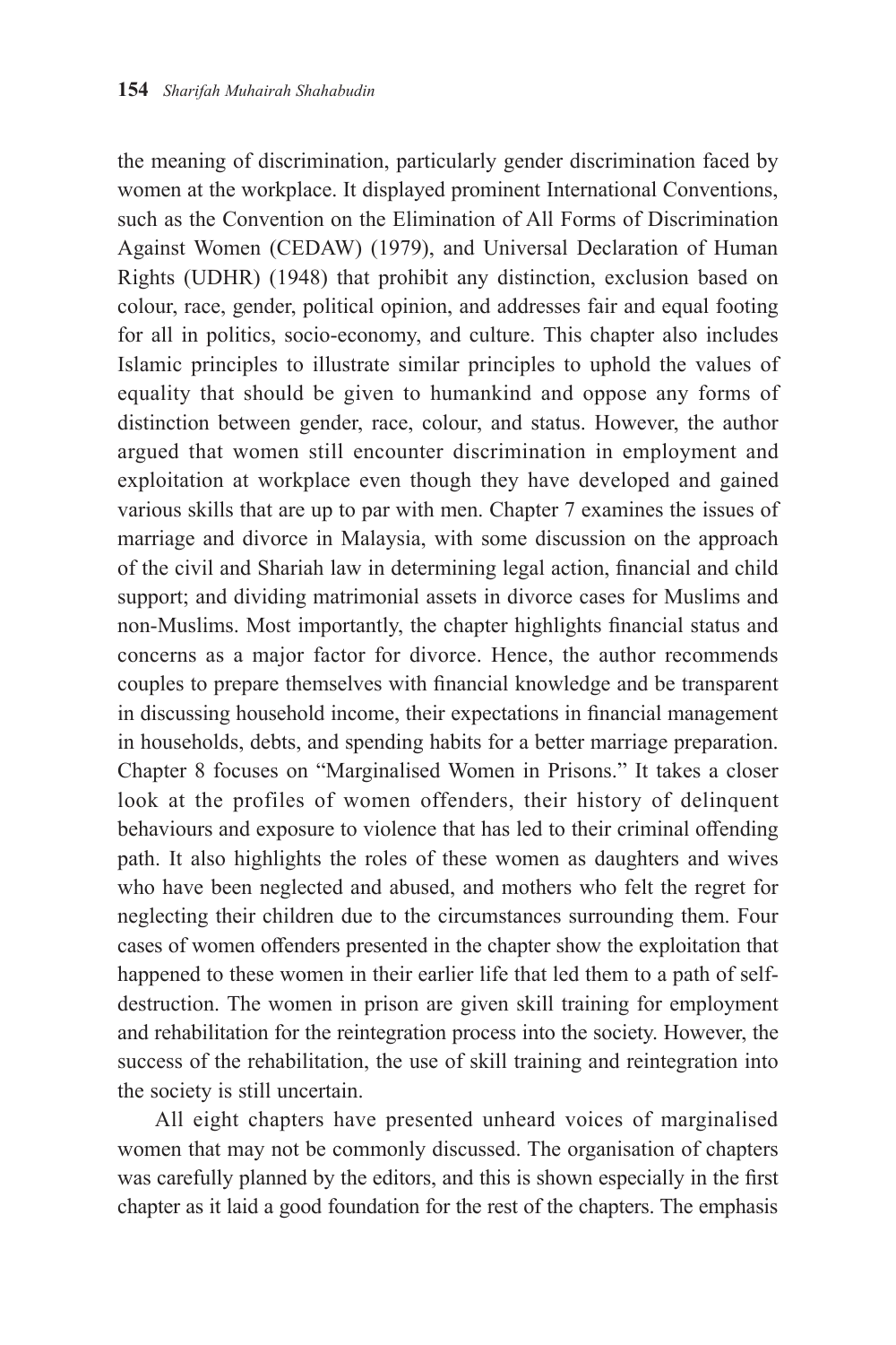the meaning of discrimination, particularly gender discrimination faced by women at the workplace. It displayed prominent International Conventions, such as the Convention on the Elimination of All Forms of Discrimination Against Women (CEDAW) (1979), and Universal Declaration of Human Rights (UDHR) (1948) that prohibit any distinction, exclusion based on colour, race, gender, political opinion, and addresses fair and equal footing for all in politics, socio-economy, and culture. This chapter also includes Islamic principles to illustrate similar principles to uphold the values of equality that should be given to humankind and oppose any forms of distinction between gender, race, colour, and status. However, the author argued that women still encounter discrimination in employment and exploitation at workplace even though they have developed and gained various skills that are up to par with men. Chapter 7 examines the issues of marriage and divorce in Malaysia, with some discussion on the approach of the civil and Shariah law in determining legal action, financial and child support; and dividing matrimonial assets in divorce cases for Muslims and non-Muslims. Most importantly, the chapter highlights financial status and concerns as a major factor for divorce. Hence, the author recommends couples to prepare themselves with financial knowledge and be transparent in discussing household income, their expectations in financial management in households, debts, and spending habits for a better marriage preparation. Chapter 8 focuses on "Marginalised Women in Prisons." It takes a closer look at the profiles of women offenders, their history of delinquent behaviours and exposure to violence that has led to their criminal offending path. It also highlights the roles of these women as daughters and wives who have been neglected and abused, and mothers who felt the regret for neglecting their children due to the circumstances surrounding them. Four cases of women offenders presented in the chapter show the exploitation that happened to these women in their earlier life that led them to a path of self-destruction. The women in prison are given skill training for employment and rehabilitation for the reintegration process into the society. However, the success of the rehabilitation, the use of skill training and reintegration into the society is still uncertain.

All eight chapters have presented unheard voices of marginalised women that may not be commonly discussed. The organisation of chapters was carefully planned by the editors, and this is shown especially in the first chapter as it laid a good foundation for the rest of the chapters. The emphasis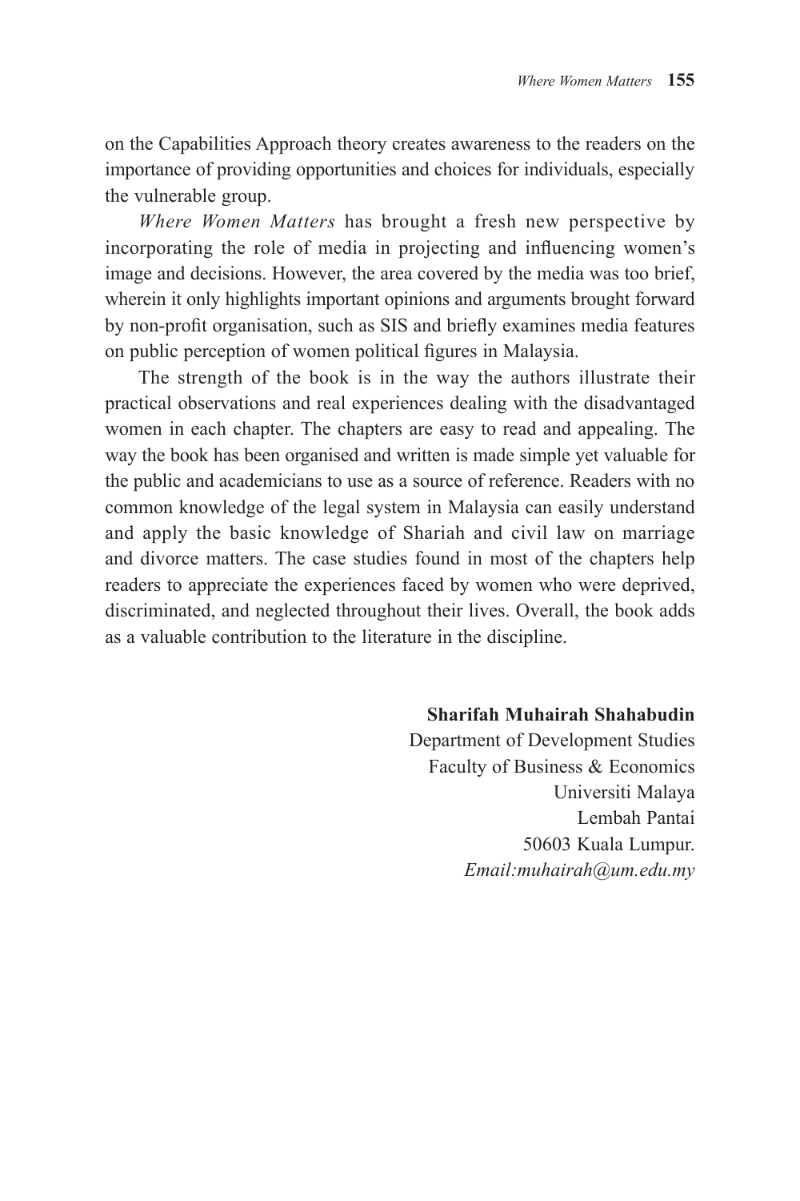on the Capabilities Approach theory creates awareness to the readers on the importance of providing opportunities and choices for individuals, especially the vulnerable group.

*Where Women Matters* has brought a fresh new perspective by incorporating the role of media in projecting and influencing women's image and decisions. However, the area covered by the media was too brief, wherein it only highlights important opinions and arguments brought forward by non-profit organisation, such as SIS and briefly examines media features on public perception of women political figures in Malaysia.

The strength of the book is in the way the authors illustrate their practical observations and real experiences dealing with the disadvantaged women in each chapter. The chapters are easy to read and appealing. The way the book has been organised and written is made simple yet valuable for the public and academicians to use as a source of reference. Readers with no common knowledge of the legal system in Malaysia can easily understand and apply the basic knowledge of Shariah and civil law on marriage and divorce matters. The case studies found in most of the chapters help readers to appreciate the experiences faced by women who were deprived, discriminated, and neglected throughout their lives. Overall, the book adds as a valuable contribution to the literature in the discipline.

**Sharifah Muhairah Shahabudin**
Department of Development Studies
Faculty of Business & Economics
Universiti Malaya
Lembah Pantai
50603 Kuala Lumpur.
*Email:muhairah@um.edu.my*